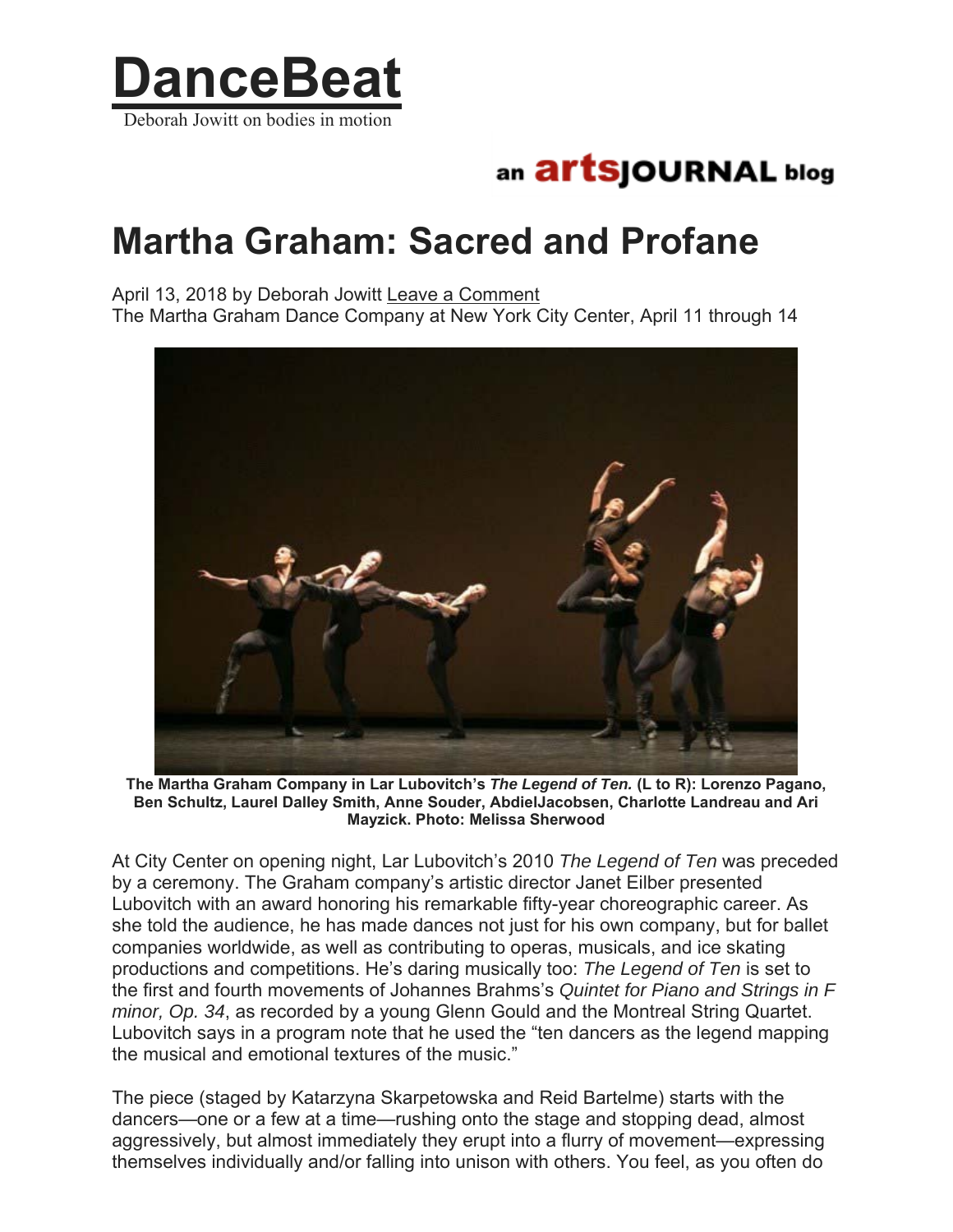# DanceBeat

Deborah Jowitt on bodies in motion

an artsJOURNAL blog

# Martha Graham: Sacred and Profane

April 13, 2018 by Deborah Jowitt Leave a Comment

The Martha Graham Dance Company at New York City Center, April 11 through 14

**The Martha Graham Company in Lar Lubovitch's *The Legend of Ten.* (L to R): Lorenzo Pagano, Ben Schultz, Laurel Dalley Smith, Anne Souder, AbdielJacobsen, Charlotte Landreau and Ari Mayzick. Photo: Melissa Sherwood**

At City Center on opening night, Lar Lubovitch's 2010 *The Legend of Ten* was preceded by a ceremony. The Graham company's artistic director Janet Eilber presented Lubovitch with an award honoring his remarkable fifty-year choreographic career. As she told the audience, he has made dances not just for his own company, but for ballet companies worldwide, as well as contributing to operas, musicals, and ice skating productions and competitions. He's daring musically too: *The Legend of Ten* is set to the first and fourth movements of Johannes Brahms's *Quintet for Piano and Strings in F minor, Op. 34*, as recorded by a young Glenn Gould and the Montreal String Quartet. Lubovitch says in a program note that he used the "ten dancers as the legend mapping the musical and emotional textures of the music."

The piece (staged by Katarzyna Skarpetowska and Reid Bartelme) starts with the dancers—one or a few at a time—rushing onto the stage and stopping dead, almost aggressively, but almost immediately they erupt into a flurry of movement—expressing themselves individually and/or falling into unison with others. You feel, as you often do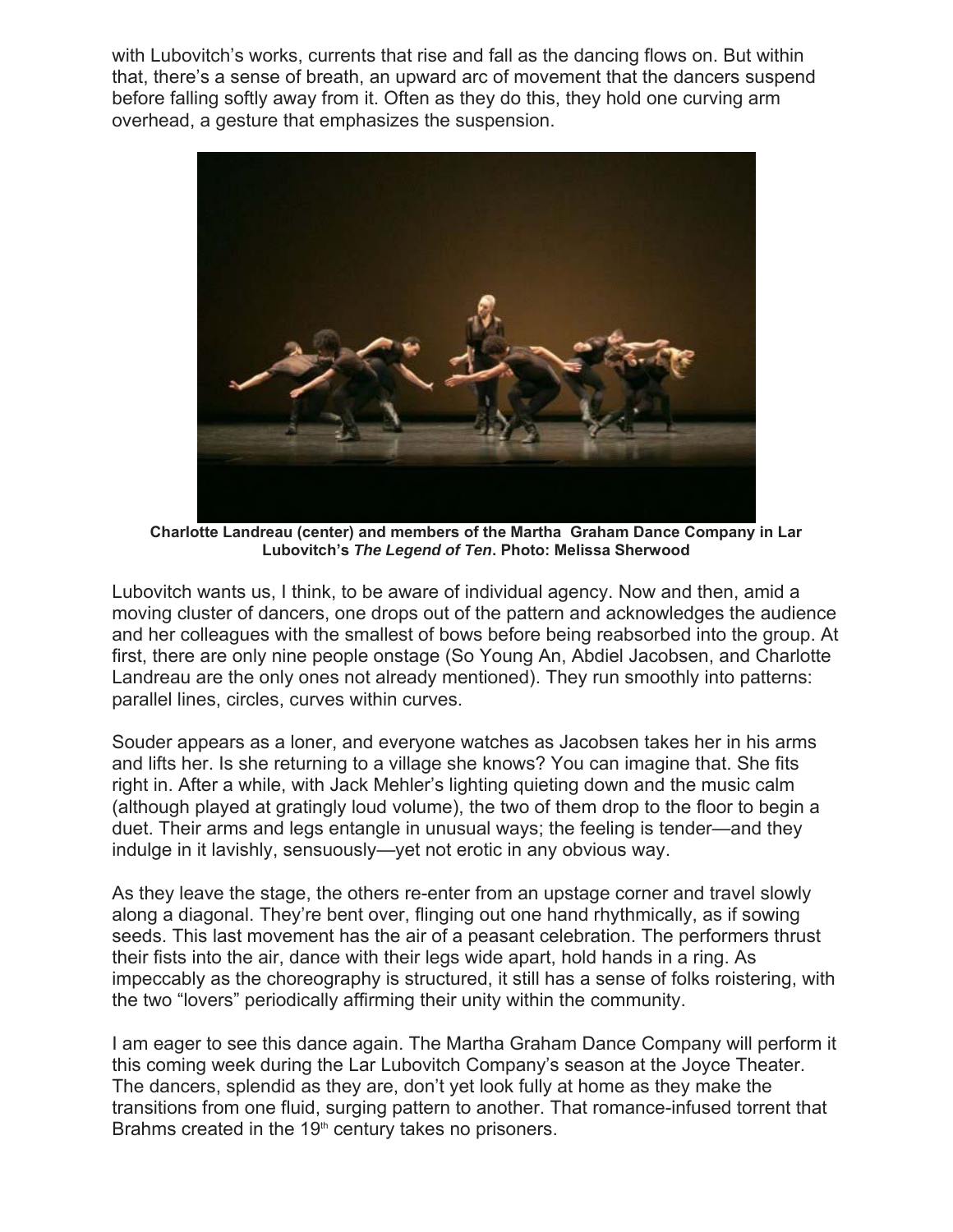with Lubovitch's works, currents that rise and fall as the dancing flows on. But within that, there's a sense of breath, an upward arc of movement that the dancers suspend before falling softly away from it. Often as they do this, they hold one curving arm overhead, a gesture that emphasizes the suspension.

**Charlotte Landreau (center) and members of the Martha Graham Dance Company in Lar Lubovitch's *The Legend of Ten*. Photo: Melissa Sherwood**

Lubovitch wants us, I think, to be aware of individual agency. Now and then, amid a moving cluster of dancers, one drops out of the pattern and acknowledges the audience and her colleagues with the smallest of bows before being reabsorbed into the group. At first, there are only nine people onstage (So Young An, Abdiel Jacobsen, and Charlotte Landreau are the only ones not already mentioned). They run smoothly into patterns: parallel lines, circles, curves within curves.

Souder appears as a loner, and everyone watches as Jacobsen takes her in his arms and lifts her. Is she returning to a village she knows? You can imagine that. She fits right in. After a while, with Jack Mehler's lighting quieting down and the music calm (although played at gratingly loud volume), the two of them drop to the floor to begin a duet. Their arms and legs entangle in unusual ways; the feeling is tender—and they indulge in it lavishly, sensuously—yet not erotic in any obvious way.

As they leave the stage, the others re-enter from an upstage corner and travel slowly along a diagonal. They're bent over, flinging out one hand rhythmically, as if sowing seeds. This last movement has the air of a peasant celebration. The performers thrust their fists into the air, dance with their legs wide apart, hold hands in a ring. As impeccably as the choreography is structured, it still has a sense of folks roistering, with the two "lovers" periodically affirming their unity within the community.

I am eager to see this dance again. The Martha Graham Dance Company will perform it this coming week during the Lar Lubovitch Company's season at the Joyce Theater. The dancers, splendid as they are, don't yet look fully at home as they make the transitions from one fluid, surging pattern to another. That romance-infused torrent that Brahms created in the 19th century takes no prisoners.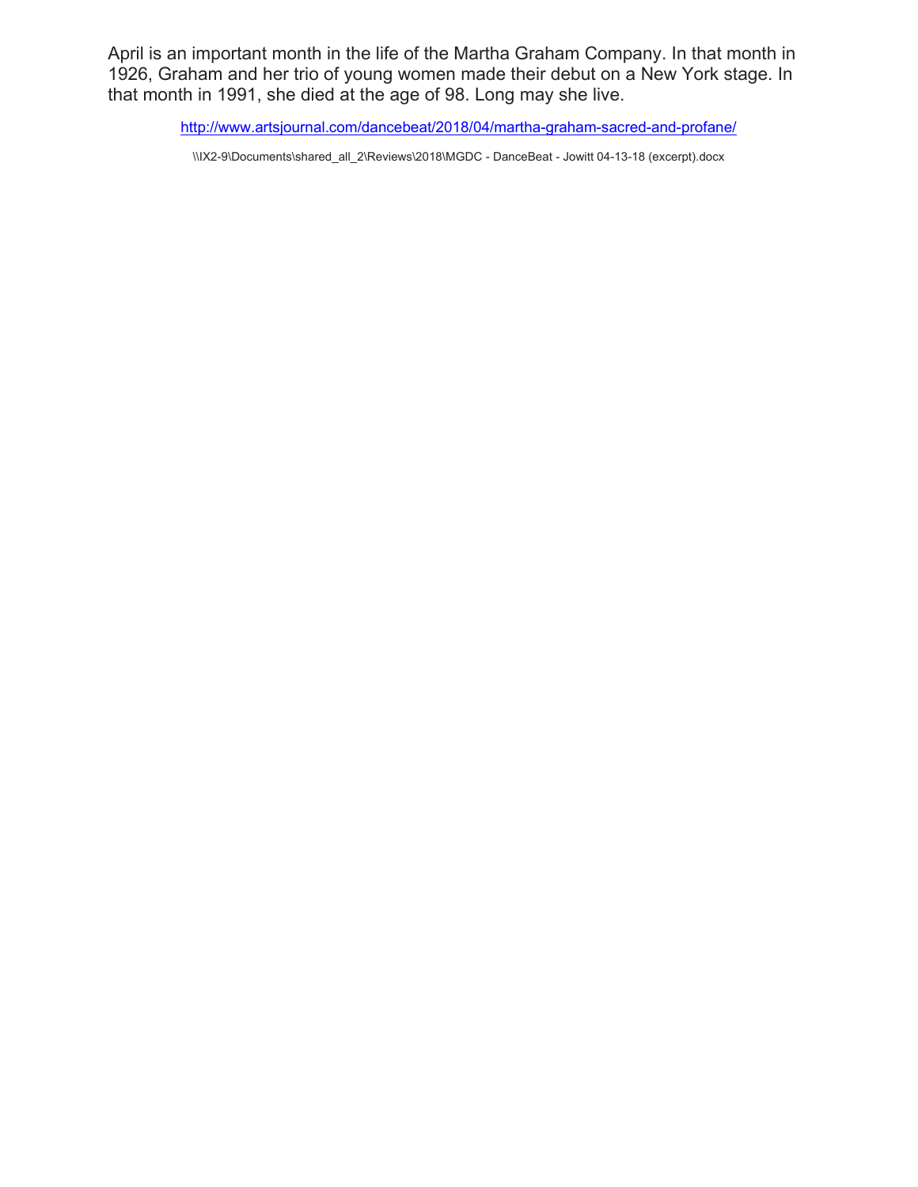April is an important month in the life of the Martha Graham Company. In that month in 1926, Graham and her trio of young women made their debut on a New York stage. In that month in 1991, she died at the age of 98. Long may she live.

http://www.artsjournal.com/dancebeat/2018/04/martha-graham-sacred-and-profane/

\\IX2-9\Documents\shared_all_2\Reviews\2018\MGDC - DanceBeat - Jowitt 04-13-18 (excerpt).docx